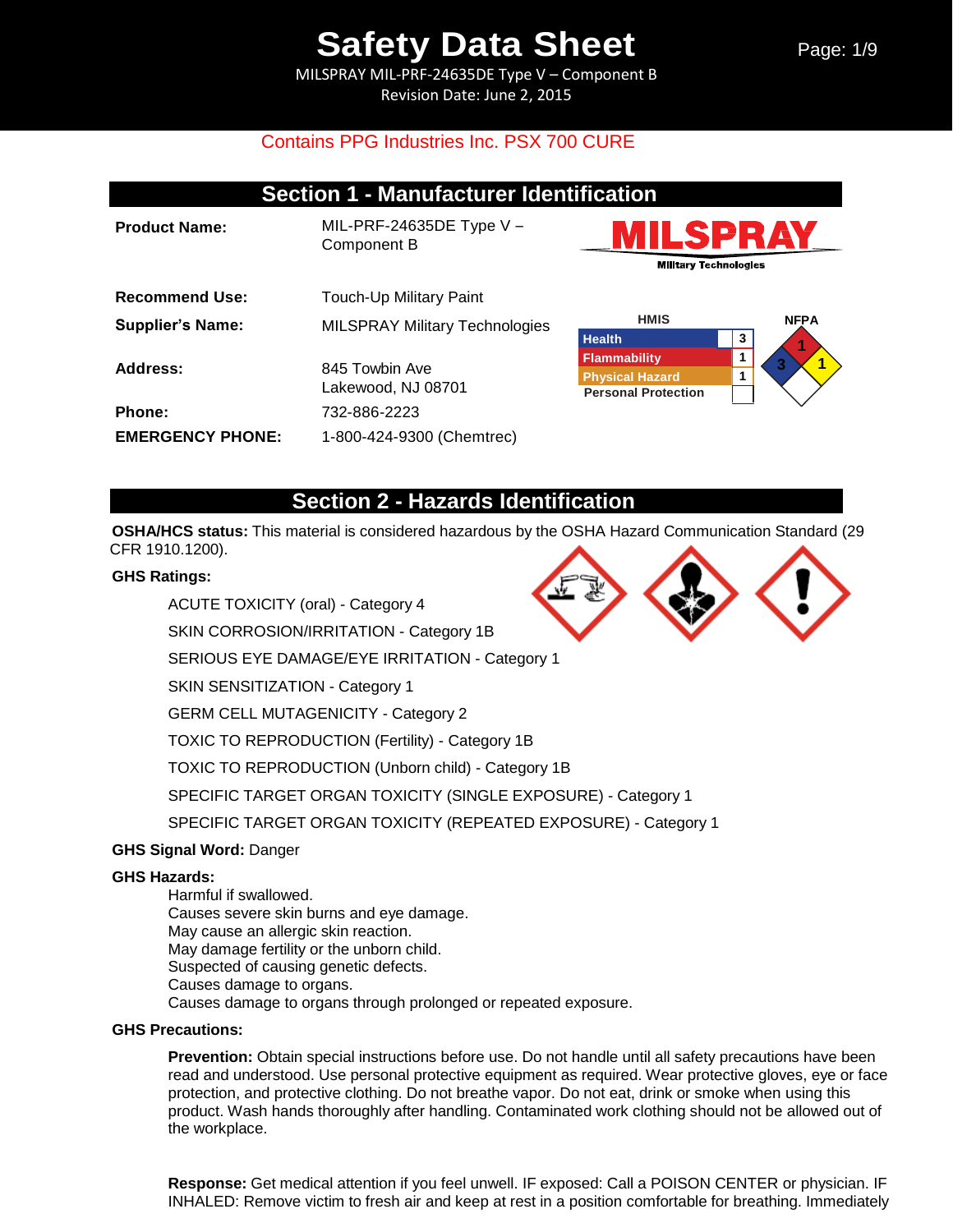# Safety Data Sheet

MILSPRAY MIL-PRF-24635DE Type V – Component B

Revision Date: June 2, 2015

Contains PPG Industries Inc. PSX 700 CURE

## Section 1 - Manufacturer Identification

| | |
|---|---|
| **Product Name:** | MIL-PRF-24635DE Type V – Component B |
| **Recommend Use:** | Touch-Up Military Paint |
| **Supplier's Name:** | MILSPRAY Military Technologies |
| **Address:** | 845 Towbin Ave<br>Lakewood, NJ 08701 |
| **Phone:** | 732-886-2223 |
| **EMERGENCY PHONE:** | 1-800-424-9300 (Chemtrec) |

MILSPRAY Military Technologies

**HMIS**

| | |
|---|---|
| Health | 3 |
| Flammability | 1 |
| Physical Hazard | 1 |
| Personal Protection | |

**NFPA**

Health: 3, Flammability: 1, Instability: 1

## Section 2 - Hazards Identification

**OSHA/HCS status:** This material is considered hazardous by the OSHA Hazard Communication Standard (29 CFR 1910.1200).

**GHS Ratings:**

- ACUTE TOXICITY (oral) - Category 4
- SKIN CORROSION/IRRITATION - Category 1B
- SERIOUS EYE DAMAGE/EYE IRRITATION - Category 1
- SKIN SENSITIZATION - Category 1
- GERM CELL MUTAGENICITY - Category 2
- TOXIC TO REPRODUCTION (Fertility) - Category 1B
- TOXIC TO REPRODUCTION (Unborn child) - Category 1B
- SPECIFIC TARGET ORGAN TOXICITY (SINGLE EXPOSURE) - Category 1
- SPECIFIC TARGET ORGAN TOXICITY (REPEATED EXPOSURE) - Category 1

**GHS Signal Word:** Danger

**GHS Hazards:**

Harmful if swallowed.
Causes severe skin burns and eye damage.
May cause an allergic skin reaction.
May damage fertility or the unborn child.
Suspected of causing genetic defects.
Causes damage to organs.
Causes damage to organs through prolonged or repeated exposure.

**GHS Precautions:**

**Prevention:** Obtain special instructions before use. Do not handle until all safety precautions have been read and understood. Use personal protective equipment as required. Wear protective gloves, eye or face protection, and protective clothing. Do not breathe vapor. Do not eat, drink or smoke when using this product. Wash hands thoroughly after handling. Contaminated work clothing should not be allowed out of the workplace.

**Response:** Get medical attention if you feel unwell. IF exposed: Call a POISON CENTER or physician. IF INHALED: Remove victim to fresh air and keep at rest in a position comfortable for breathing. Immediately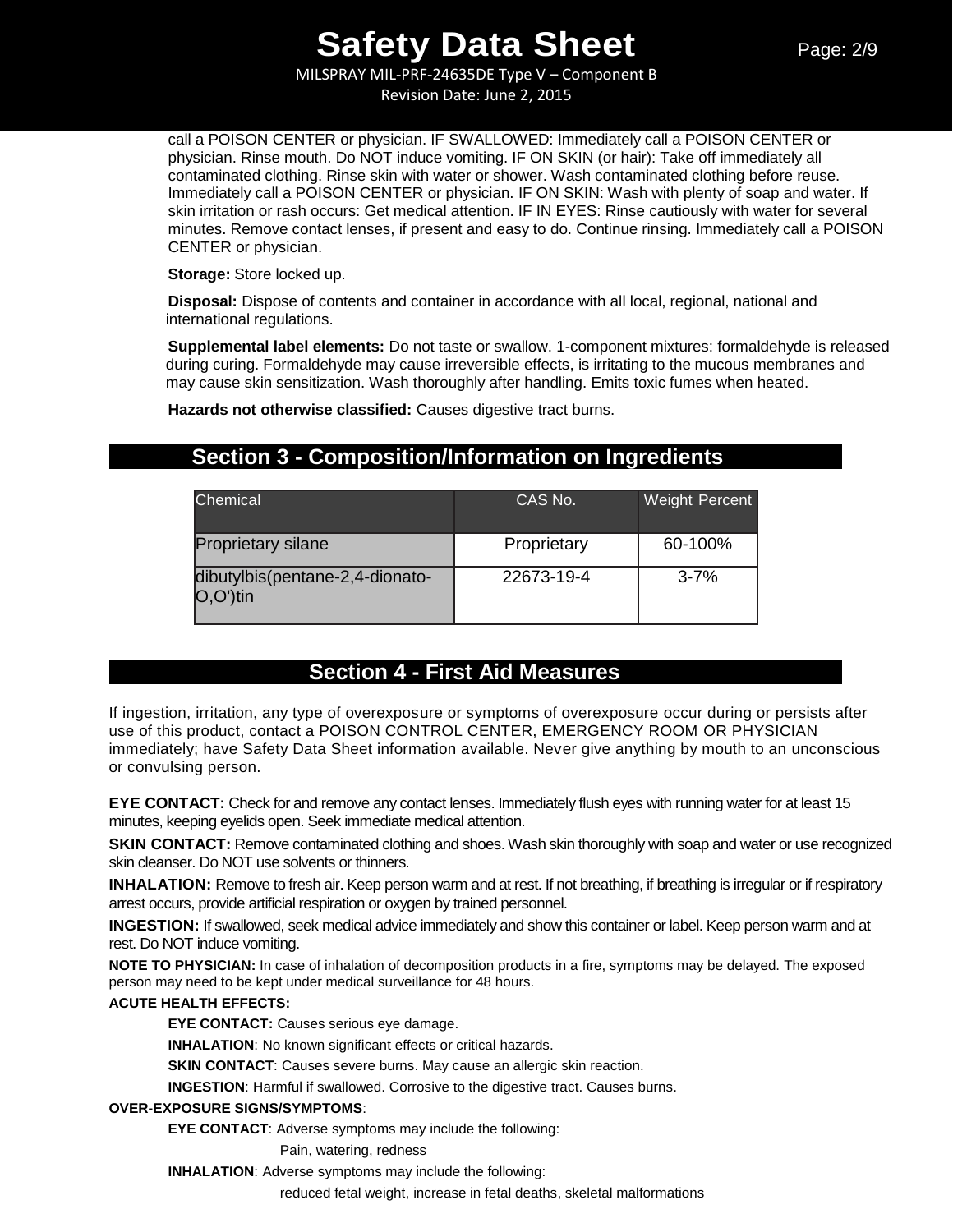call a POISON CENTER or physician. IF SWALLOWED: Immediately call a POISON CENTER or physician. Rinse mouth. Do NOT induce vomiting. IF ON SKIN (or hair): Take off immediately all contaminated clothing. Rinse skin with water or shower. Wash contaminated clothing before reuse. Immediately call a POISON CENTER or physician. IF ON SKIN: Wash with plenty of soap and water. If skin irritation or rash occurs: Get medical attention. IF IN EYES: Rinse cautiously with water for several minutes. Remove contact lenses, if present and easy to do. Continue rinsing. Immediately call a POISON CENTER or physician.

**Storage:** Store locked up.

**Disposal:** Dispose of contents and container in accordance with all local, regional, national and international regulations.

**Supplemental label elements:** Do not taste or swallow. 1-component mixtures: formaldehyde is released during curing. Formaldehyde may cause irreversible effects, is irritating to the mucous membranes and may cause skin sensitization. Wash thoroughly after handling. Emits toxic fumes when heated.

**Hazards not otherwise classified:** Causes digestive tract burns.

## Section 3 - Composition/Information on Ingredients

| Chemical | CAS No. | Weight Percent |
|---|---|---|
| Proprietary silane | Proprietary | 60-100% |
| dibutylbis(pentane-2,4-dionato-O,O')tin | 22673-19-4 | 3-7% |

## Section 4 - First Aid Measures

If ingestion, irritation, any type of overexposure or symptoms of overexposure occur during or persists after use of this product, contact a POISON CONTROL CENTER, EMERGENCY ROOM OR PHYSICIAN immediately; have Safety Data Sheet information available. Never give anything by mouth to an unconscious or convulsing person.

**EYE CONTACT:** Check for and remove any contact lenses. Immediately flush eyes with running water for at least 15 minutes, keeping eyelids open. Seek immediate medical attention.

**SKIN CONTACT:** Remove contaminated clothing and shoes. Wash skin thoroughly with soap and water or use recognized skin cleanser. Do NOT use solvents or thinners.

**INHALATION:** Remove to fresh air. Keep person warm and at rest. If not breathing, if breathing is irregular or if respiratory arrest occurs, provide artificial respiration or oxygen by trained personnel.

**INGESTION:** If swallowed, seek medical advice immediately and show this container or label. Keep person warm and at rest. Do NOT induce vomiting.

**NOTE TO PHYSICIAN:** In case of inhalation of decomposition products in a fire, symptoms may be delayed. The exposed person may need to be kept under medical surveillance for 48 hours.

**ACUTE HEALTH EFFECTS:**

**EYE CONTACT:** Causes serious eye damage.

**INHALATION**: No known significant effects or critical hazards.

**SKIN CONTACT**: Causes severe burns. May cause an allergic skin reaction.

**INGESTION**: Harmful if swallowed. Corrosive to the digestive tract. Causes burns.

**OVER-EXPOSURE SIGNS/SYMPTOMS**:

**EYE CONTACT**: Adverse symptoms may include the following:

Pain, watering, redness

**INHALATION**: Adverse symptoms may include the following:

reduced fetal weight, increase in fetal deaths, skeletal malformations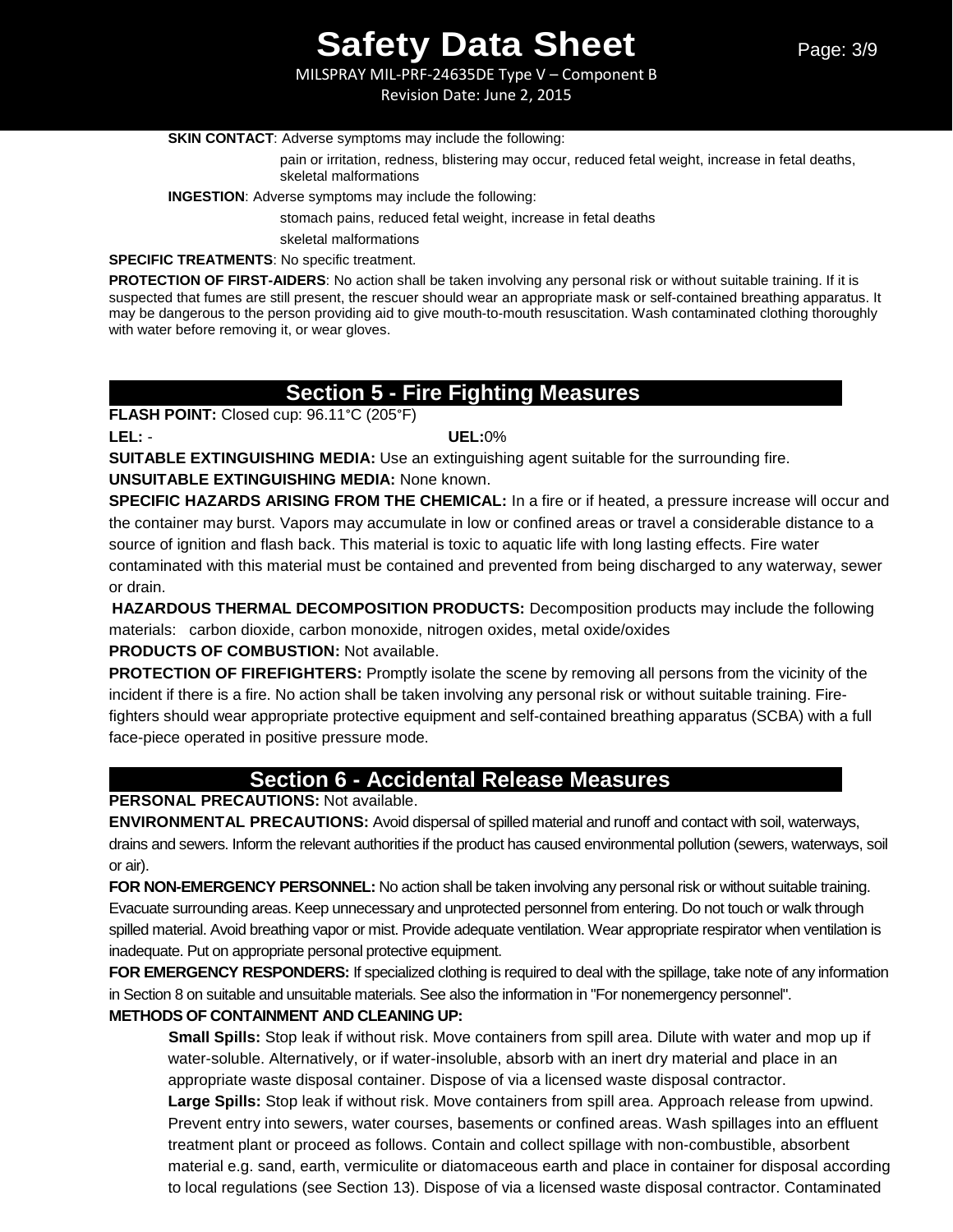**SKIN CONTACT**: Adverse symptoms may include the following:

pain or irritation, redness, blistering may occur, reduced fetal weight, increase in fetal deaths, skeletal malformations

**INGESTION**: Adverse symptoms may include the following:

stomach pains, reduced fetal weight, increase in fetal deaths

skeletal malformations

**SPECIFIC TREATMENTS**: No specific treatment.

**PROTECTION OF FIRST-AIDERS**: No action shall be taken involving any personal risk or without suitable training. If it is suspected that fumes are still present, the rescuer should wear an appropriate mask or self-contained breathing apparatus. It may be dangerous to the person providing aid to give mouth-to-mouth resuscitation. Wash contaminated clothing thoroughly with water before removing it, or wear gloves.

## Section 5 - Fire Fighting Measures

**FLASH POINT:** Closed cup: 96.11°C (205°F)

**LEL:** - **UEL:**0%

**SUITABLE EXTINGUISHING MEDIA:** Use an extinguishing agent suitable for the surrounding fire.

**UNSUITABLE EXTINGUISHING MEDIA:** None known.

**SPECIFIC HAZARDS ARISING FROM THE CHEMICAL:** In a fire or if heated, a pressure increase will occur and the container may burst. Vapors may accumulate in low or confined areas or travel a considerable distance to a source of ignition and flash back. This material is toxic to aquatic life with long lasting effects. Fire water contaminated with this material must be contained and prevented from being discharged to any waterway, sewer or drain.

**HAZARDOUS THERMAL DECOMPOSITION PRODUCTS:** Decomposition products may include the following materials: carbon dioxide, carbon monoxide, nitrogen oxides, metal oxide/oxides

**PRODUCTS OF COMBUSTION:** Not available.

**PROTECTION OF FIREFIGHTERS:** Promptly isolate the scene by removing all persons from the vicinity of the incident if there is a fire. No action shall be taken involving any personal risk or without suitable training. Fire-fighters should wear appropriate protective equipment and self-contained breathing apparatus (SCBA) with a full face-piece operated in positive pressure mode.

## Section 6 - Accidental Release Measures

**PERSONAL PRECAUTIONS:** Not available.

**ENVIRONMENTAL PRECAUTIONS:** Avoid dispersal of spilled material and runoff and contact with soil, waterways, drains and sewers. Inform the relevant authorities if the product has caused environmental pollution (sewers, waterways, soil or air).

**FOR NON-EMERGENCY PERSONNEL:** No action shall be taken involving any personal risk or without suitable training. Evacuate surrounding areas. Keep unnecessary and unprotected personnel from entering. Do not touch or walk through spilled material. Avoid breathing vapor or mist. Provide adequate ventilation. Wear appropriate respirator when ventilation is inadequate. Put on appropriate personal protective equipment.

**FOR EMERGENCY RESPONDERS:** If specialized clothing is required to deal with the spillage, take note of any information in Section 8 on suitable and unsuitable materials. See also the information in "For nonemergency personnel".

**METHODS OF CONTAINMENT AND CLEANING UP:**

**Small Spills:** Stop leak if without risk. Move containers from spill area. Dilute with water and mop up if water-soluble. Alternatively, or if water-insoluble, absorb with an inert dry material and place in an appropriate waste disposal container. Dispose of via a licensed waste disposal contractor.

**Large Spills:** Stop leak if without risk. Move containers from spill area. Approach release from upwind. Prevent entry into sewers, water courses, basements or confined areas. Wash spillages into an effluent treatment plant or proceed as follows. Contain and collect spillage with non-combustible, absorbent material e.g. sand, earth, vermiculite or diatomaceous earth and place in container for disposal according to local regulations (see Section 13). Dispose of via a licensed waste disposal contractor. Contaminated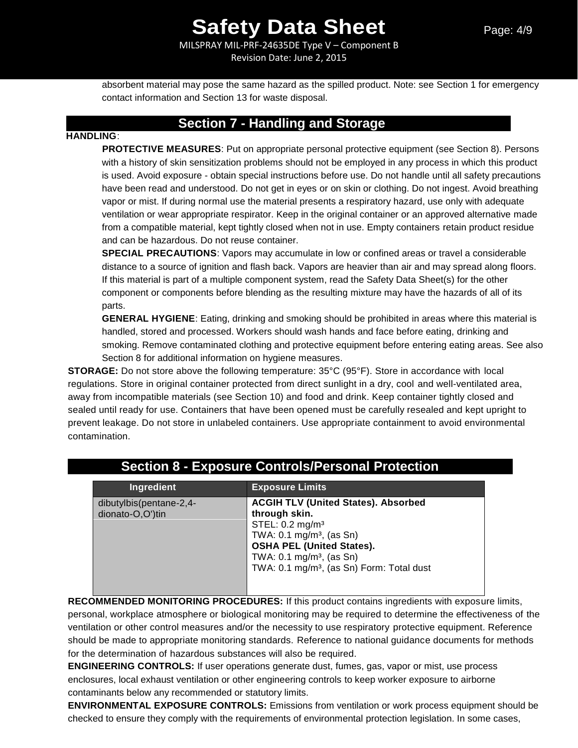absorbent material may pose the same hazard as the spilled product. Note: see Section 1 for emergency contact information and Section 13 for waste disposal.

## Section 7 - Handling and Storage

**HANDLING**:

**PROTECTIVE MEASURES**: Put on appropriate personal protective equipment (see Section 8). Persons with a history of skin sensitization problems should not be employed in any process in which this product is used. Avoid exposure - obtain special instructions before use. Do not handle until all safety precautions have been read and understood. Do not get in eyes or on skin or clothing. Do not ingest. Avoid breathing vapor or mist. If during normal use the material presents a respiratory hazard, use only with adequate ventilation or wear appropriate respirator. Keep in the original container or an approved alternative made from a compatible material, kept tightly closed when not in use. Empty containers retain product residue and can be hazardous. Do not reuse container.

**SPECIAL PRECAUTIONS**: Vapors may accumulate in low or confined areas or travel a considerable distance to a source of ignition and flash back. Vapors are heavier than air and may spread along floors. If this material is part of a multiple component system, read the Safety Data Sheet(s) for the other component or components before blending as the resulting mixture may have the hazards of all of its parts.

**GENERAL HYGIENE**: Eating, drinking and smoking should be prohibited in areas where this material is handled, stored and processed. Workers should wash hands and face before eating, drinking and smoking. Remove contaminated clothing and protective equipment before entering eating areas. See also Section 8 for additional information on hygiene measures.

**STORAGE:** Do not store above the following temperature: 35°C (95°F). Store in accordance with local regulations. Store in original container protected from direct sunlight in a dry, cool and well-ventilated area, away from incompatible materials (see Section 10) and food and drink. Keep container tightly closed and sealed until ready for use. Containers that have been opened must be carefully resealed and kept upright to prevent leakage. Do not store in unlabeled containers. Use appropriate containment to avoid environmental contamination.

## Section 8 - Exposure Controls/Personal Protection

| Ingredient | Exposure Limits |
|---|---|
| dibutylbis(pentane-2,4-dionato-O,O')tin | **ACGIH TLV (United States). Absorbed through skin.**<br>STEL: 0.2 mg/m³<br>TWA: 0.1 mg/m³, (as Sn)<br>**OSHA PEL (United States).**<br>TWA: 0.1 mg/m³, (as Sn)<br>TWA: 0.1 mg/m³, (as Sn) Form: Total dust |

**RECOMMENDED MONITORING PROCEDURES:** If this product contains ingredients with exposure limits, personal, workplace atmosphere or biological monitoring may be required to determine the effectiveness of the ventilation or other control measures and/or the necessity to use respiratory protective equipment. Reference should be made to appropriate monitoring standards. Reference to national guidance documents for methods for the determination of hazardous substances will also be required.

**ENGINEERING CONTROLS:** If user operations generate dust, fumes, gas, vapor or mist, use process enclosures, local exhaust ventilation or other engineering controls to keep worker exposure to airborne contaminants below any recommended or statutory limits.

**ENVIRONMENTAL EXPOSURE CONTROLS:** Emissions from ventilation or work process equipment should be checked to ensure they comply with the requirements of environmental protection legislation. In some cases,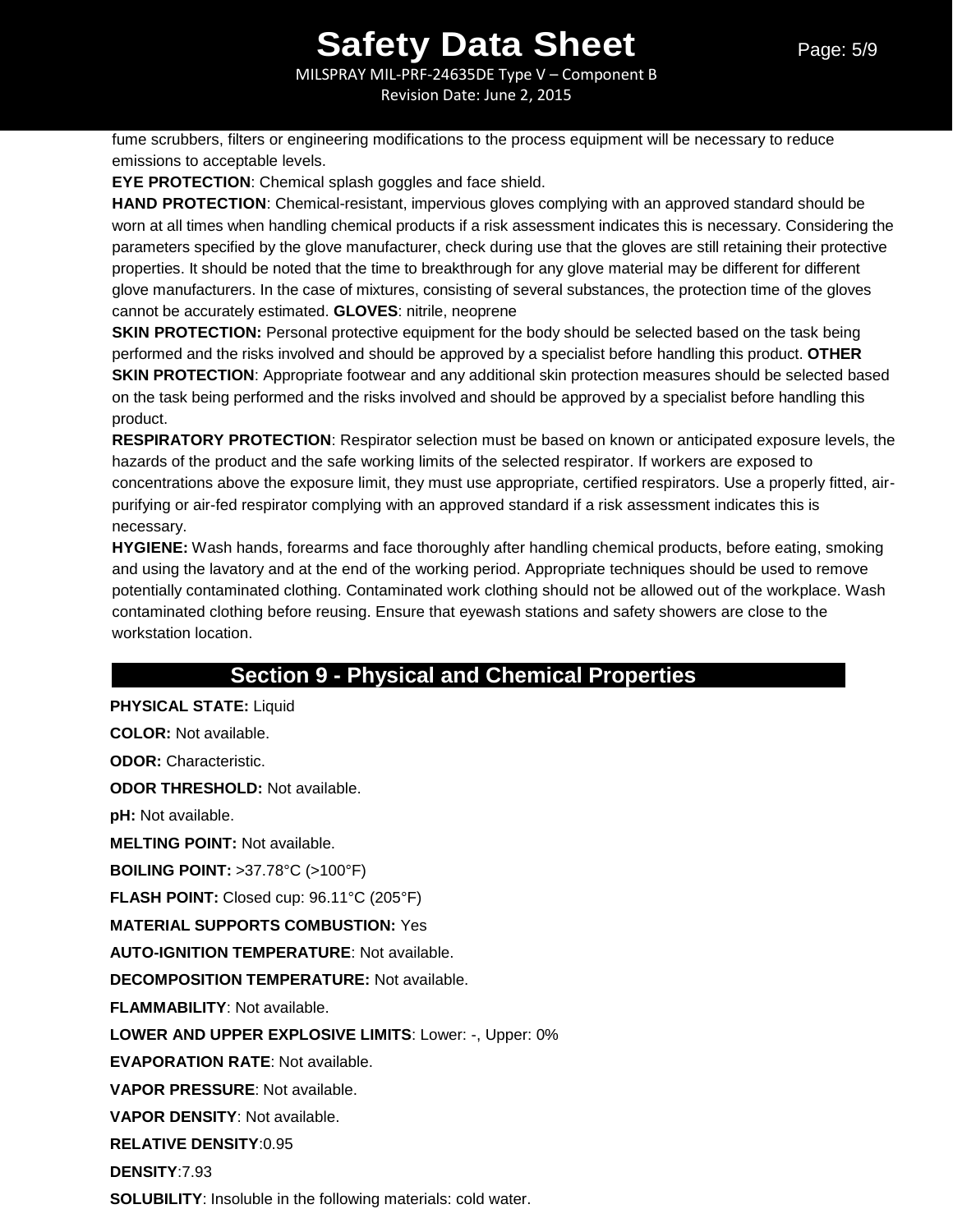fume scrubbers, filters or engineering modifications to the process equipment will be necessary to reduce emissions to acceptable levels.

**EYE PROTECTION**: Chemical splash goggles and face shield.

**HAND PROTECTION**: Chemical-resistant, impervious gloves complying with an approved standard should be worn at all times when handling chemical products if a risk assessment indicates this is necessary. Considering the parameters specified by the glove manufacturer, check during use that the gloves are still retaining their protective properties. It should be noted that the time to breakthrough for any glove material may be different for different glove manufacturers. In the case of mixtures, consisting of several substances, the protection time of the gloves cannot be accurately estimated. **GLOVES**: nitrile, neoprene

**SKIN PROTECTION:** Personal protective equipment for the body should be selected based on the task being performed and the risks involved and should be approved by a specialist before handling this product. **OTHER SKIN PROTECTION**: Appropriate footwear and any additional skin protection measures should be selected based on the task being performed and the risks involved and should be approved by a specialist before handling this product.

**RESPIRATORY PROTECTION**: Respirator selection must be based on known or anticipated exposure levels, the hazards of the product and the safe working limits of the selected respirator. If workers are exposed to concentrations above the exposure limit, they must use appropriate, certified respirators. Use a properly fitted, air-purifying or air-fed respirator complying with an approved standard if a risk assessment indicates this is necessary.

**HYGIENE:** Wash hands, forearms and face thoroughly after handling chemical products, before eating, smoking and using the lavatory and at the end of the working period. Appropriate techniques should be used to remove potentially contaminated clothing. Contaminated work clothing should not be allowed out of the workplace. Wash contaminated clothing before reusing. Ensure that eyewash stations and safety showers are close to the workstation location.

## Section 9 - Physical and Chemical Properties

**PHYSICAL STATE:** Liquid

**COLOR:** Not available.

**ODOR:** Characteristic.

**ODOR THRESHOLD:** Not available.

**pH:** Not available.

**MELTING POINT:** Not available.

**BOILING POINT:** >37.78°C (>100°F)

**FLASH POINT:** Closed cup: 96.11°C (205°F)

**MATERIAL SUPPORTS COMBUSTION:** Yes

**AUTO-IGNITION TEMPERATURE**: Not available.

**DECOMPOSITION TEMPERATURE:** Not available.

**FLAMMABILITY**: Not available.

**LOWER AND UPPER EXPLOSIVE LIMITS**: Lower: -, Upper: 0%

**EVAPORATION RATE**: Not available.

**VAPOR PRESSURE**: Not available.

**VAPOR DENSITY**: Not available.

**RELATIVE DENSITY**:0.95

**DENSITY**:7.93

**SOLUBILITY**: Insoluble in the following materials: cold water.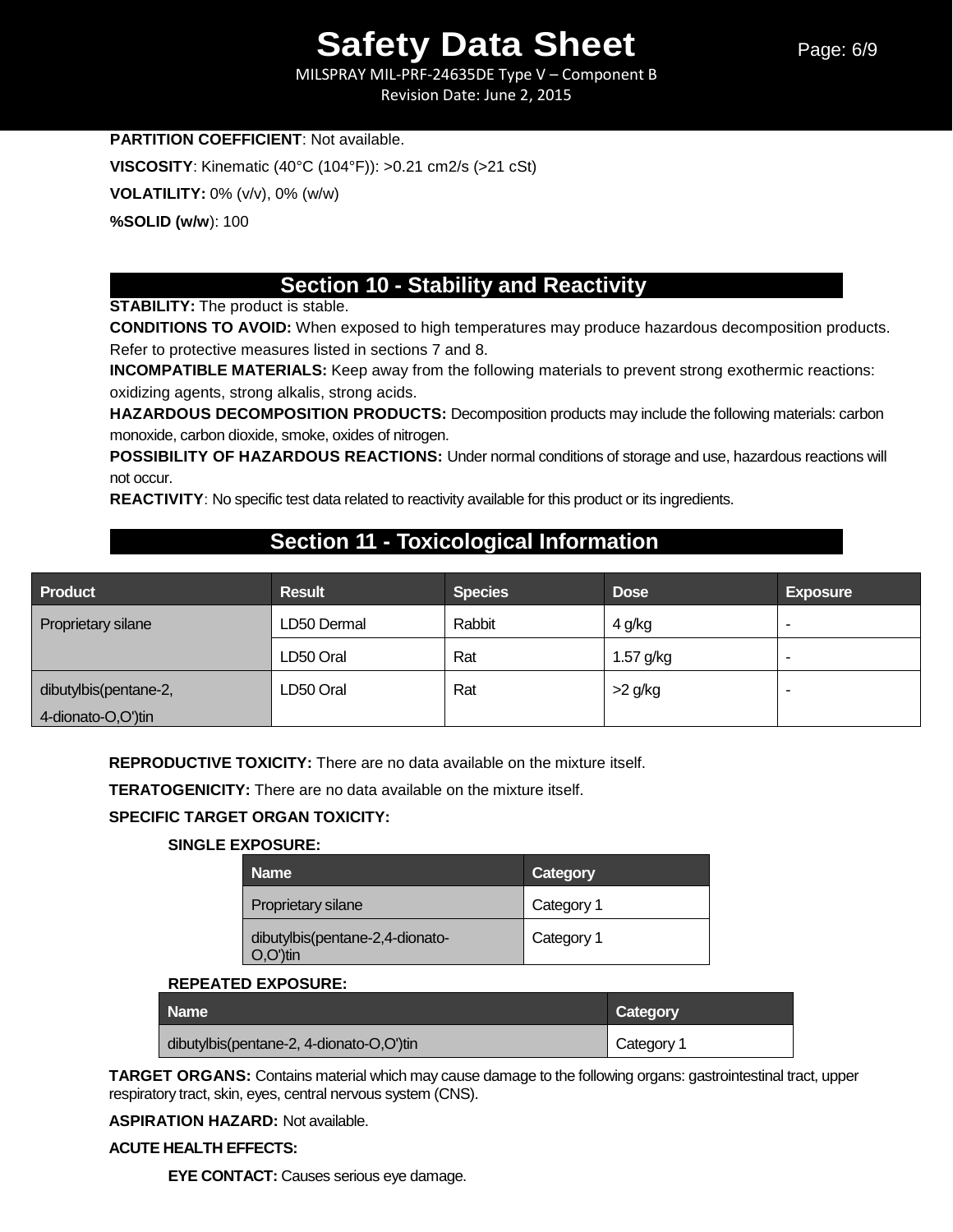**PARTITION COEFFICIENT**: Not available.

**VISCOSITY**: Kinematic (40°C (104°F)): >0.21 cm2/s (>21 cSt)

**VOLATILITY:** 0% (v/v), 0% (w/w)

**%SOLID (w/w)**: 100

## Section 10 - Stability and Reactivity

**STABILITY:** The product is stable.

**CONDITIONS TO AVOID:** When exposed to high temperatures may produce hazardous decomposition products. Refer to protective measures listed in sections 7 and 8.

**INCOMPATIBLE MATERIALS:** Keep away from the following materials to prevent strong exothermic reactions: oxidizing agents, strong alkalis, strong acids.

**HAZARDOUS DECOMPOSITION PRODUCTS:** Decomposition products may include the following materials: carbon monoxide, carbon dioxide, smoke, oxides of nitrogen.

**POSSIBILITY OF HAZARDOUS REACTIONS:** Under normal conditions of storage and use, hazardous reactions will not occur.

**REACTIVITY**: No specific test data related to reactivity available for this product or its ingredients.

## Section 11 - Toxicological Information

| Product | Result | Species | Dose | Exposure |
|---|---|---|---|---|
| Proprietary silane | LD50 Dermal | Rabbit | 4 g/kg | - |
| | LD50 Oral | Rat | 1.57 g/kg | - |
| dibutylbis(pentane-2, 4-dionato-O,O')tin | LD50 Oral | Rat | >2 g/kg | - |

**REPRODUCTIVE TOXICITY:** There are no data available on the mixture itself.

**TERATOGENICITY:** There are no data available on the mixture itself.

**SPECIFIC TARGET ORGAN TOXICITY:**

**SINGLE EXPOSURE:**

| Name | Category |
|---|---|
| Proprietary silane | Category 1 |
| dibutylbis(pentane-2,4-dionato-O,O')tin | Category 1 |

**REPEATED EXPOSURE:**

| Name | Category |
|---|---|
| dibutylbis(pentane-2, 4-dionato-O,O')tin | Category 1 |

**TARGET ORGANS:** Contains material which may cause damage to the following organs: gastrointestinal tract, upper respiratory tract, skin, eyes, central nervous system (CNS).

**ASPIRATION HAZARD:** Not available.

**ACUTE HEALTH EFFECTS:**

**EYE CONTACT:** Causes serious eye damage.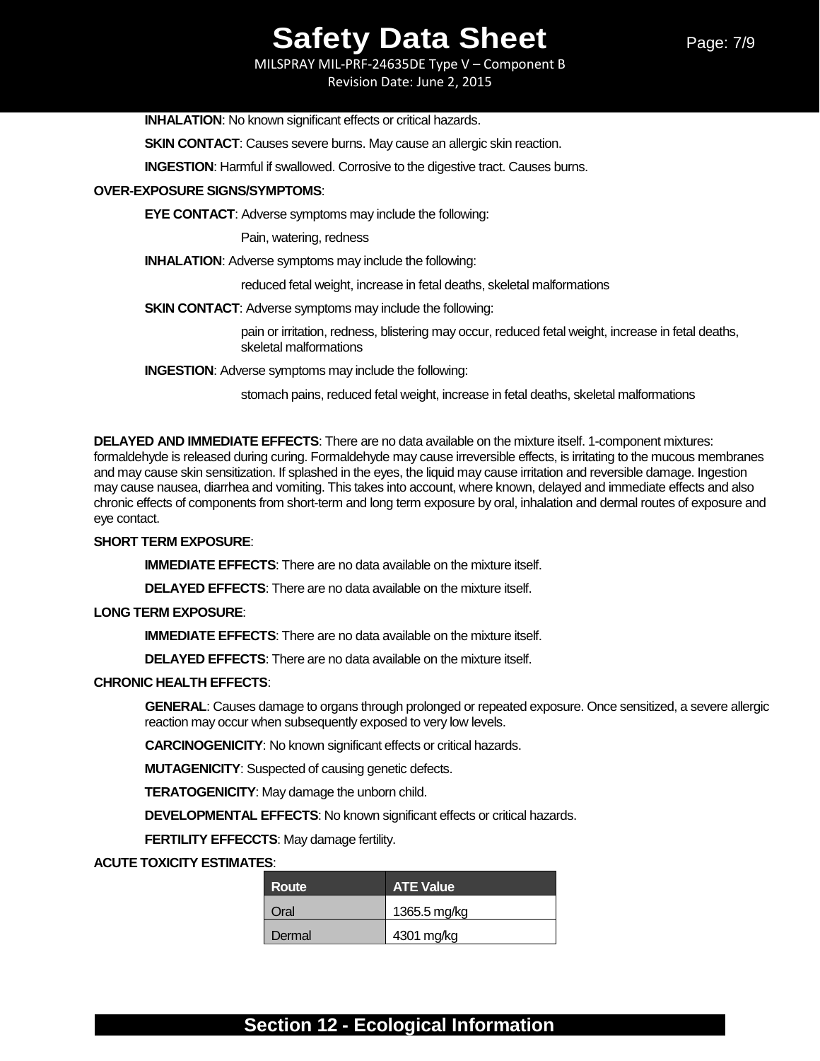**INHALATION**: No known significant effects or critical hazards.

**SKIN CONTACT**: Causes severe burns. May cause an allergic skin reaction.

**INGESTION**: Harmful if swallowed. Corrosive to the digestive tract. Causes burns.

**OVER-EXPOSURE SIGNS/SYMPTOMS**:

**EYE CONTACT**: Adverse symptoms may include the following:

Pain, watering, redness

**INHALATION**: Adverse symptoms may include the following:

reduced fetal weight, increase in fetal deaths, skeletal malformations

**SKIN CONTACT**: Adverse symptoms may include the following:

pain or irritation, redness, blistering may occur, reduced fetal weight, increase in fetal deaths, skeletal malformations

**INGESTION**: Adverse symptoms may include the following:

stomach pains, reduced fetal weight, increase in fetal deaths, skeletal malformations

**DELAYED AND IMMEDIATE EFFECTS**: There are no data available on the mixture itself. 1-component mixtures: formaldehyde is released during curing. Formaldehyde may cause irreversible effects, is irritating to the mucous membranes and may cause skin sensitization. If splashed in the eyes, the liquid may cause irritation and reversible damage. Ingestion may cause nausea, diarrhea and vomiting. This takes into account, where known, delayed and immediate effects and also chronic effects of components from short-term and long term exposure by oral, inhalation and dermal routes of exposure and eye contact.

**SHORT TERM EXPOSURE**:

**IMMEDIATE EFFECTS**: There are no data available on the mixture itself.

**DELAYED EFFECTS**: There are no data available on the mixture itself.

**LONG TERM EXPOSURE**:

**IMMEDIATE EFFECTS**: There are no data available on the mixture itself.

**DELAYED EFFECTS**: There are no data available on the mixture itself.

**CHRONIC HEALTH EFFECTS**:

**GENERAL**: Causes damage to organs through prolonged or repeated exposure. Once sensitized, a severe allergic reaction may occur when subsequently exposed to very low levels.

**CARCINOGENICITY**: No known significant effects or critical hazards.

**MUTAGENICITY**: Suspected of causing genetic defects.

**TERATOGENICITY**: May damage the unborn child.

**DEVELOPMENTAL EFFECTS**: No known significant effects or critical hazards.

**FERTILITY EFFECCTS**: May damage fertility.

**ACUTE TOXICITY ESTIMATES**:

| Route | ATE Value |
|---|---|
| Oral | 1365.5 mg/kg |
| Dermal | 4301 mg/kg |

## Section 12 - Ecological Information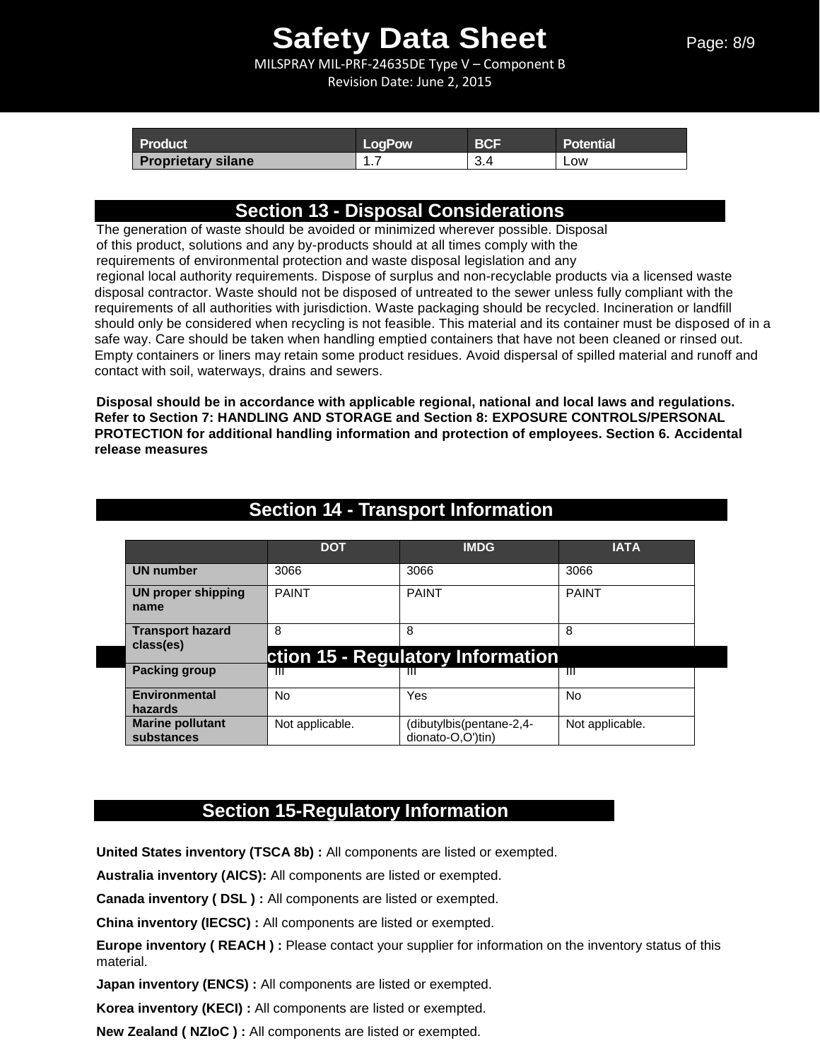| Product | LogPow | BCF | Potential |
|---|---|---|---|
| **Proprietary silane** | 1.7 | 3.4 | Low |

## Section 13 - Disposal Considerations

The generation of waste should be avoided or minimized wherever possible. Disposal of this product, solutions and any by-products should at all times comply with the requirements of environmental protection and waste disposal legislation and any regional local authority requirements. Dispose of surplus and non-recyclable products via a licensed waste disposal contractor. Waste should not be disposed of untreated to the sewer unless fully compliant with the requirements of all authorities with jurisdiction. Waste packaging should be recycled. Incineration or landfill should only be considered when recycling is not feasible. This material and its container must be disposed of in a safe way. Care should be taken when handling emptied containers that have not been cleaned or rinsed out. Empty containers or liners may retain some product residues. Avoid dispersal of spilled material and runoff and contact with soil, waterways, drains and sewers.

**Disposal should be in accordance with applicable regional, national and local laws and regulations. Refer to Section 7: HANDLING AND STORAGE and Section 8: EXPOSURE CONTROLS/PERSONAL PROTECTION for additional handling information and protection of employees. Section 6. Accidental release measures**

## Section 14 - Transport Information

| | DOT | IMDG | IATA |
|---|---|---|---|
| **UN number** | 3066 | 3066 | 3066 |
| **UN proper shipping name** | PAINT | PAINT | PAINT |
| **Transport hazard class(es)** | 8 | 8 | 8 |
| **Packing group** | III | III | III |
| **Environmental hazards** | No | Yes | No |
| **Marine pollutant substances** | Not applicable. | (dibutylbis(pentane-2,4-dionato-O,O')tin) | Not applicable. |

## Section 15-Regulatory Information

**United States inventory (TSCA 8b) :** All components are listed or exempted.

**Australia inventory (AICS):** All components are listed or exempted.

**Canada inventory ( DSL ) :** All components are listed or exempted.

**China inventory (IECSC) :** All components are listed or exempted.

**Europe inventory ( REACH ) :** Please contact your supplier for information on the inventory status of this material.

**Japan inventory (ENCS) :** All components are listed or exempted.

**Korea inventory (KECI) :** All components are listed or exempted.

**New Zealand ( NZIoC ) :** All components are listed or exempted.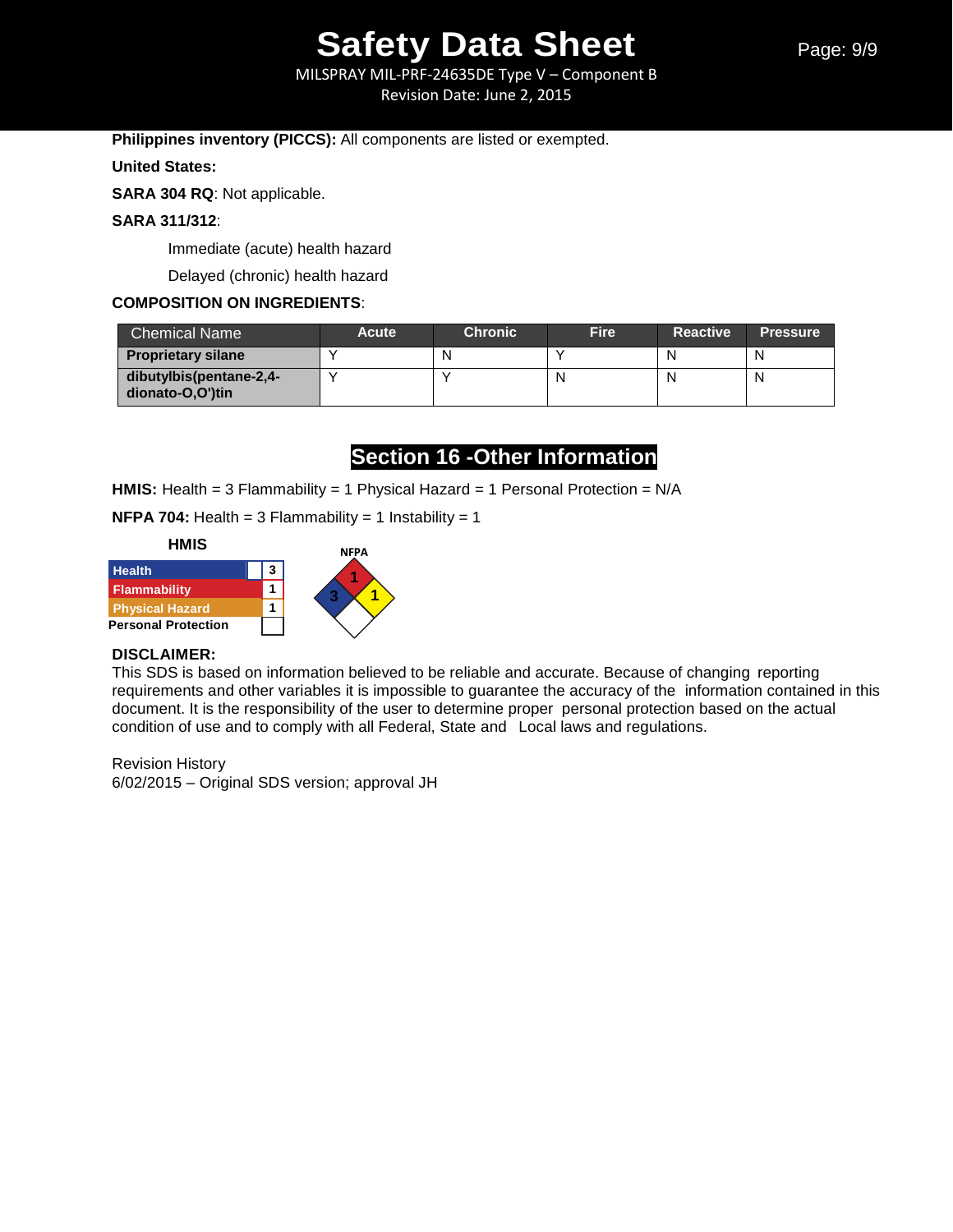**Philippines inventory (PICCS):** All components are listed or exempted.

**United States:**

**SARA 304 RQ**: Not applicable.

**SARA 311/312**:

Immediate (acute) health hazard

Delayed (chronic) health hazard

**COMPOSITION ON INGREDIENTS**:

| Chemical Name | Acute | Chronic | Fire | Reactive | Pressure |
|---|---|---|---|---|---|
| **Proprietary silane** | Y | N | Y | N | N |
| **dibutylbis(pentane-2,4-dionato-O,O')tin** | Y | Y | N | N | N |

## Section 16 -Other Information

**HMIS:** Health = 3 Flammability = 1 Physical Hazard = 1 Personal Protection = N/A

**NFPA 704:** Health = 3 Flammability = 1 Instability = 1

**HMIS**

| | |
|---|---|
| Health | 3 |
| Flammability | 1 |
| Physical Hazard | 1 |
| Personal Protection | |

NFPA
1
3
1

**DISCLAIMER:**
This SDS is based on information believed to be reliable and accurate. Because of changing reporting requirements and other variables it is impossible to guarantee the accuracy of the information contained in this document. It is the responsibility of the user to determine proper personal protection based on the actual condition of use and to comply with all Federal, State and Local laws and regulations.

Revision History
6/02/2015 – Original SDS version; approval JH